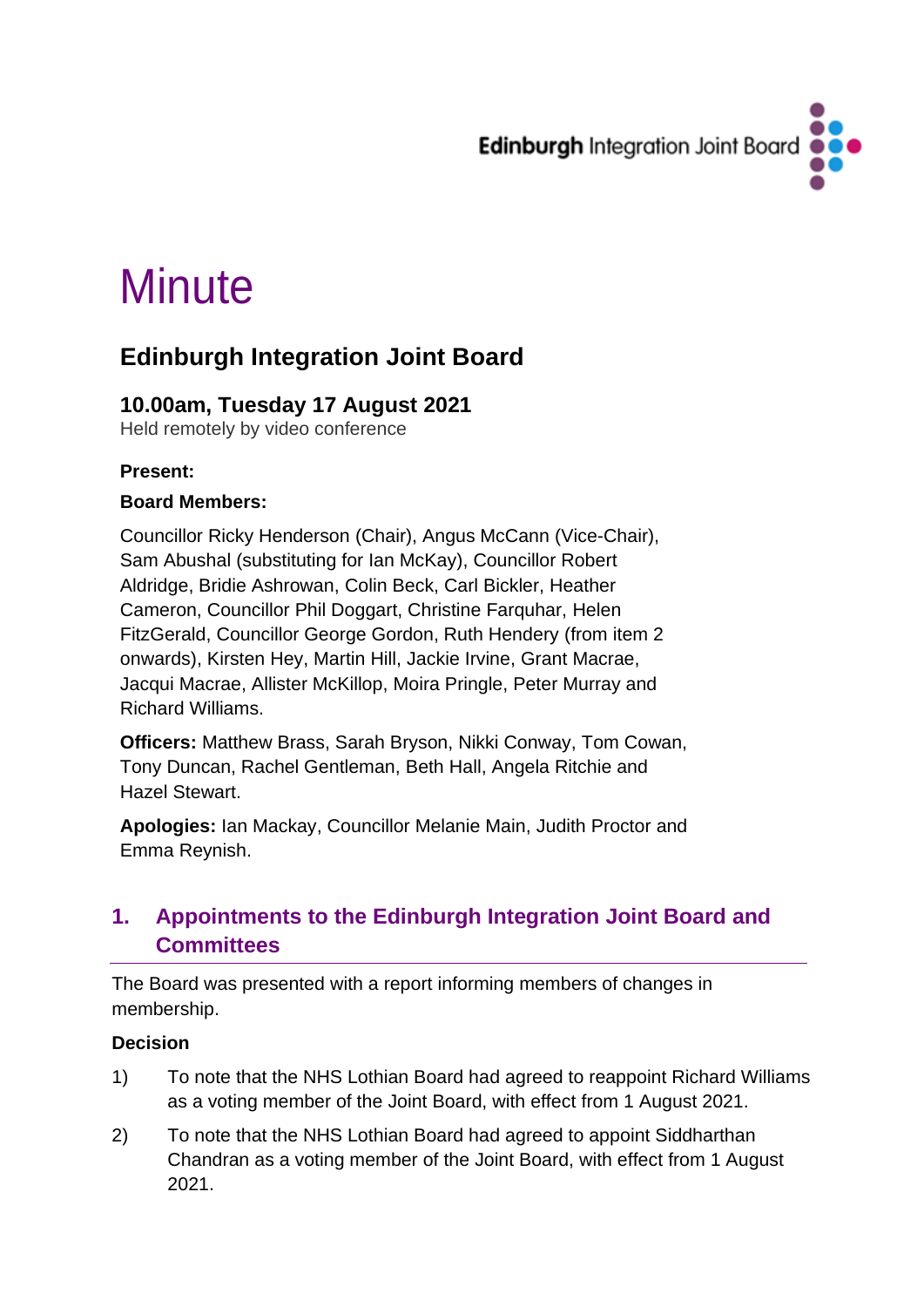Edinburgh Integration Joint Board

# Minute

## Edinburgh Integration Joint Board

### 10.00am, Tuesday 17 August 2021

Held remotely by video conference

**Present:**

**Board Members:**

Councillor Ricky Henderson (Chair), Angus McCann (Vice-Chair), Sam Abushal (substituting for Ian McKay), Councillor Robert Aldridge, Bridie Ashrowan, Colin Beck, Carl Bickler, Heather Cameron, Councillor Phil Doggart, Christine Farquhar, Helen FitzGerald, Councillor George Gordon, Ruth Hendery (from item 2 onwards), Kirsten Hey, Martin Hill, Jackie Irvine, Grant Macrae, Jacqui Macrae, Allister McKillop, Moira Pringle, Peter Murray and Richard Williams.

**Officers:** Matthew Brass, Sarah Bryson, Nikki Conway, Tom Cowan, Tony Duncan, Rachel Gentleman, Beth Hall, Angela Ritchie and Hazel Stewart.

**Apologies:** Ian Mackay, Councillor Melanie Main, Judith Proctor and Emma Reynish.

## 1. Appointments to the Edinburgh Integration Joint Board and Committees

The Board was presented with a report informing members of changes in membership.

**Decision**

1) To note that the NHS Lothian Board had agreed to reappoint Richard Williams as a voting member of the Joint Board, with effect from 1 August 2021.

2) To note that the NHS Lothian Board had agreed to appoint Siddharthan Chandran as a voting member of the Joint Board, with effect from 1 August 2021.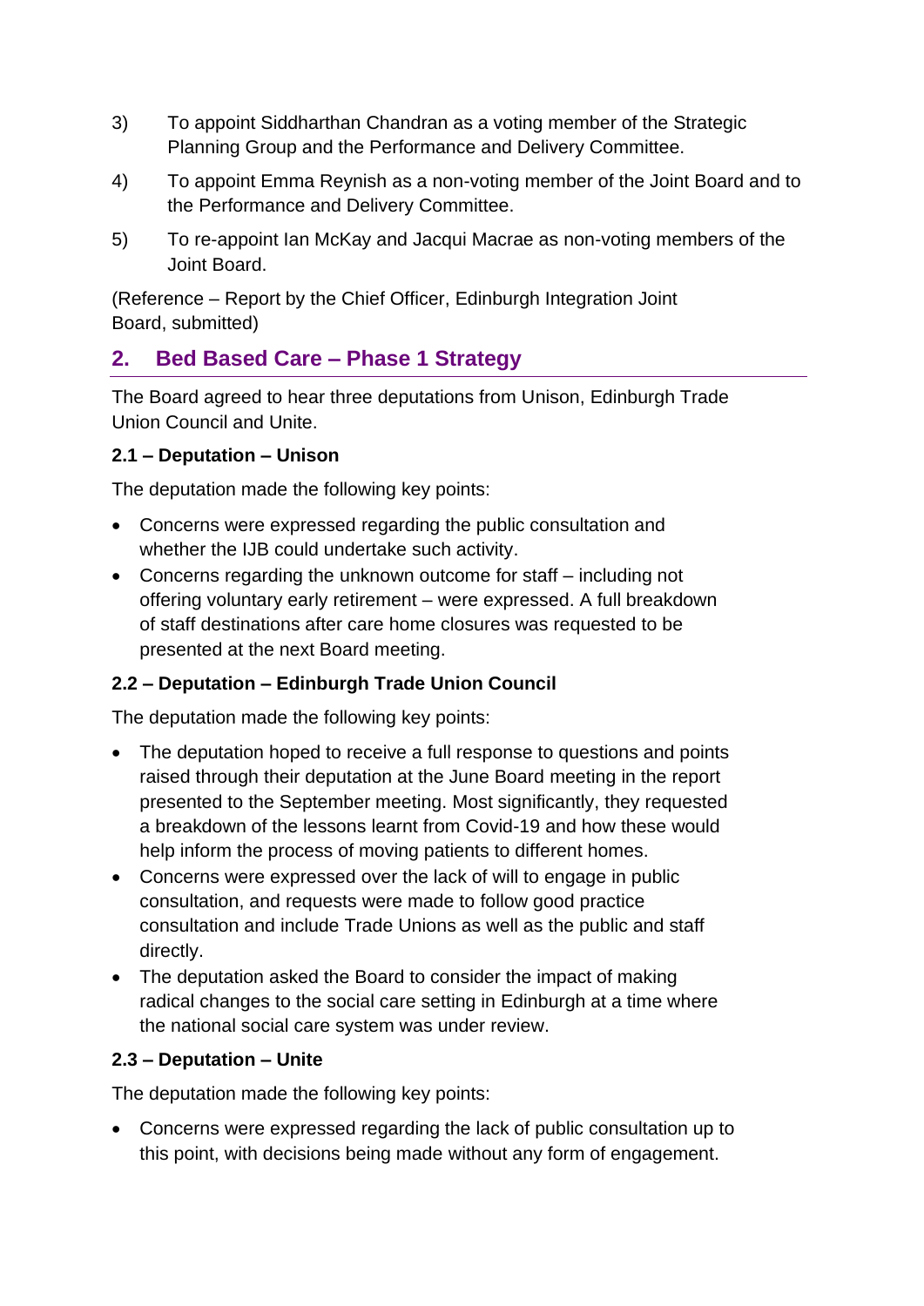3) To appoint Siddharthan Chandran as a voting member of the Strategic Planning Group and the Performance and Delivery Committee.

4) To appoint Emma Reynish as a non-voting member of the Joint Board and to the Performance and Delivery Committee.

5) To re-appoint Ian McKay and Jacqui Macrae as non-voting members of the Joint Board.

(Reference – Report by the Chief Officer, Edinburgh Integration Joint Board, submitted)

## 2. Bed Based Care – Phase 1 Strategy

The Board agreed to hear three deputations from Unison, Edinburgh Trade Union Council and Unite.

**2.1 – Deputation – Unison**

The deputation made the following key points:

- Concerns were expressed regarding the public consultation and whether the IJB could undertake such activity.
- Concerns regarding the unknown outcome for staff – including not offering voluntary early retirement – were expressed. A full breakdown of staff destinations after care home closures was requested to be presented at the next Board meeting.

**2.2 – Deputation – Edinburgh Trade Union Council**

The deputation made the following key points:

- The deputation hoped to receive a full response to questions and points raised through their deputation at the June Board meeting in the report presented to the September meeting. Most significantly, they requested a breakdown of the lessons learnt from Covid-19 and how these would help inform the process of moving patients to different homes.
- Concerns were expressed over the lack of will to engage in public consultation, and requests were made to follow good practice consultation and include Trade Unions as well as the public and staff directly.
- The deputation asked the Board to consider the impact of making radical changes to the social care setting in Edinburgh at a time where the national social care system was under review.

**2.3 – Deputation – Unite**

The deputation made the following key points:

- Concerns were expressed regarding the lack of public consultation up to this point, with decisions being made without any form of engagement.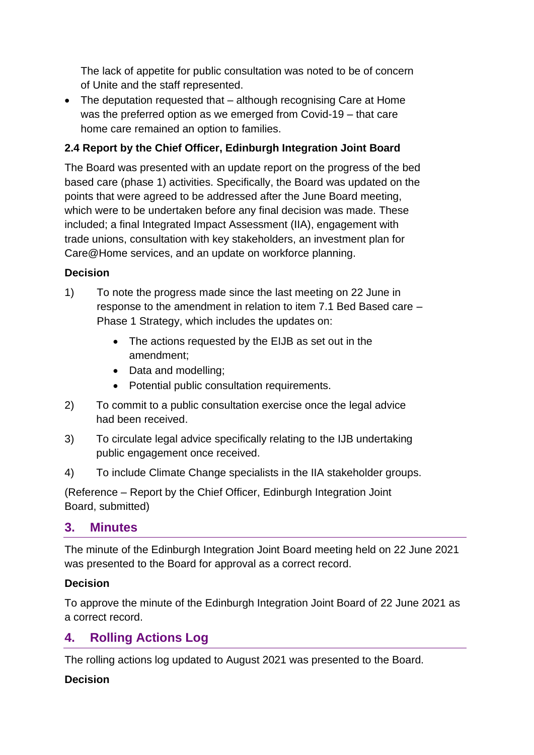The lack of appetite for public consultation was noted to be of concern of Unite and the staff represented.

- The deputation requested that – although recognising Care at Home was the preferred option as we emerged from Covid-19 – that care home care remained an option to families.

### 2.4 Report by the Chief Officer, Edinburgh Integration Joint Board

The Board was presented with an update report on the progress of the bed based care (phase 1) activities. Specifically, the Board was updated on the points that were agreed to be addressed after the June Board meeting, which were to be undertaken before any final decision was made. These included; a final Integrated Impact Assessment (IIA), engagement with trade unions, consultation with key stakeholders, an investment plan for Care@Home services, and an update on workforce planning.

**Decision**

1) To note the progress made since the last meeting on 22 June in response to the amendment in relation to item 7.1 Bed Based care – Phase 1 Strategy, which includes the updates on:
   - The actions requested by the EIJB as set out in the amendment;
   - Data and modelling;
   - Potential public consultation requirements.
2) To commit to a public consultation exercise once the legal advice had been received.
3) To circulate legal advice specifically relating to the IJB undertaking public engagement once received.
4) To include Climate Change specialists in the IIA stakeholder groups.

(Reference – Report by the Chief Officer, Edinburgh Integration Joint Board, submitted)

## 3. Minutes

The minute of the Edinburgh Integration Joint Board meeting held on 22 June 2021 was presented to the Board for approval as a correct record.

**Decision**

To approve the minute of the Edinburgh Integration Joint Board of 22 June 2021 as a correct record.

## 4. Rolling Actions Log

The rolling actions log updated to August 2021 was presented to the Board.

**Decision**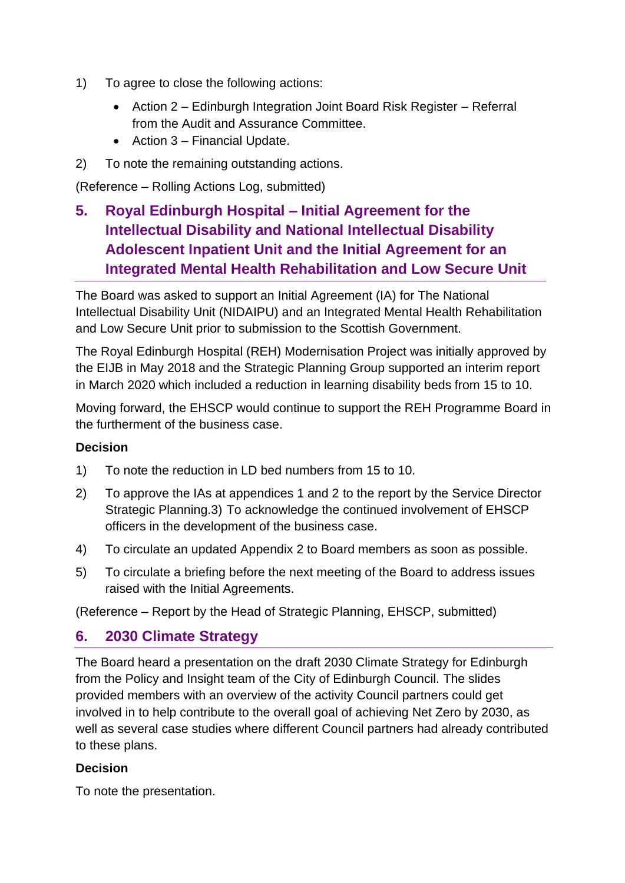1) To agree to close the following actions:
   - Action 2 – Edinburgh Integration Joint Board Risk Register – Referral from the Audit and Assurance Committee.
   - Action 3 – Financial Update.
2) To note the remaining outstanding actions.

(Reference – Rolling Actions Log, submitted)

## 5. Royal Edinburgh Hospital – Initial Agreement for the Intellectual Disability and National Intellectual Disability Adolescent Inpatient Unit and the Initial Agreement for an Integrated Mental Health Rehabilitation and Low Secure Unit

The Board was asked to support an Initial Agreement (IA) for The National Intellectual Disability Unit (NIDAIPU) and an Integrated Mental Health Rehabilitation and Low Secure Unit prior to submission to the Scottish Government.

The Royal Edinburgh Hospital (REH) Modernisation Project was initially approved by the EIJB in May 2018 and the Strategic Planning Group supported an interim report in March 2020 which included a reduction in learning disability beds from 15 to 10.

Moving forward, the EHSCP would continue to support the REH Programme Board in the furtherment of the business case.

**Decision**

1) To note the reduction in LD bed numbers from 15 to 10.
2) To approve the IAs at appendices 1 and 2 to the report by the Service Director Strategic Planning.3) To acknowledge the continued involvement of EHSCP officers in the development of the business case.
4) To circulate an updated Appendix 2 to Board members as soon as possible.
5) To circulate a briefing before the next meeting of the Board to address issues raised with the Initial Agreements.

(Reference – Report by the Head of Strategic Planning, EHSCP, submitted)

## 6. 2030 Climate Strategy

The Board heard a presentation on the draft 2030 Climate Strategy for Edinburgh from the Policy and Insight team of the City of Edinburgh Council. The slides provided members with an overview of the activity Council partners could get involved in to help contribute to the overall goal of achieving Net Zero by 2030, as well as several case studies where different Council partners had already contributed to these plans.

**Decision**

To note the presentation.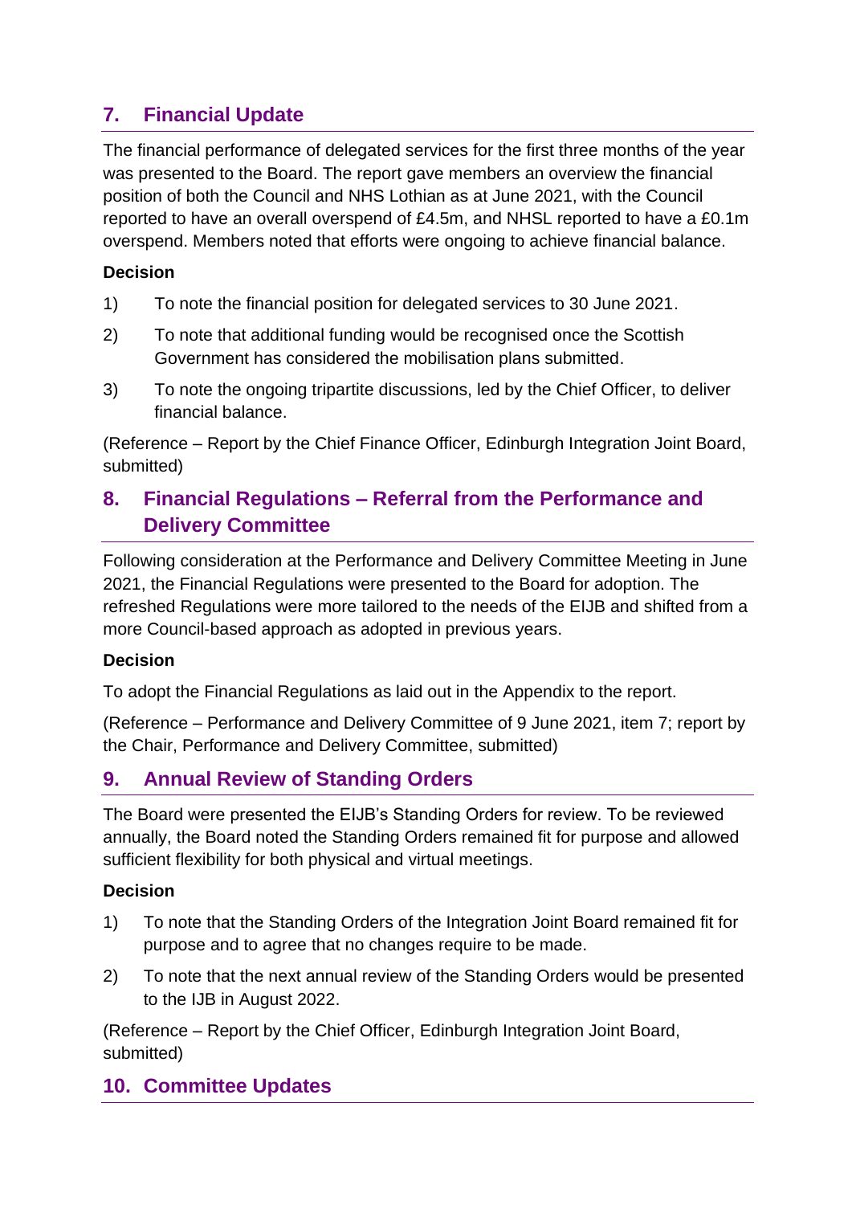## 7. Financial Update

The financial performance of delegated services for the first three months of the year was presented to the Board. The report gave members an overview the financial position of both the Council and NHS Lothian as at June 2021, with the Council reported to have an overall overspend of £4.5m, and NHSL reported to have a £0.1m overspend. Members noted that efforts were ongoing to achieve financial balance.

**Decision**

1) To note the financial position for delegated services to 30 June 2021.

2) To note that additional funding would be recognised once the Scottish Government has considered the mobilisation plans submitted.

3) To note the ongoing tripartite discussions, led by the Chief Officer, to deliver financial balance.

(Reference – Report by the Chief Finance Officer, Edinburgh Integration Joint Board, submitted)

## 8. Financial Regulations – Referral from the Performance and Delivery Committee

Following consideration at the Performance and Delivery Committee Meeting in June 2021, the Financial Regulations were presented to the Board for adoption. The refreshed Regulations were more tailored to the needs of the EIJB and shifted from a more Council-based approach as adopted in previous years.

**Decision**

To adopt the Financial Regulations as laid out in the Appendix to the report.

(Reference – Performance and Delivery Committee of 9 June 2021, item 7; report by the Chair, Performance and Delivery Committee, submitted)

## 9. Annual Review of Standing Orders

The Board were presented the EIJB's Standing Orders for review. To be reviewed annually, the Board noted the Standing Orders remained fit for purpose and allowed sufficient flexibility for both physical and virtual meetings.

**Decision**

1) To note that the Standing Orders of the Integration Joint Board remained fit for purpose and to agree that no changes require to be made.

2) To note that the next annual review of the Standing Orders would be presented to the IJB in August 2022.

(Reference – Report by the Chief Officer, Edinburgh Integration Joint Board, submitted)

## 10. Committee Updates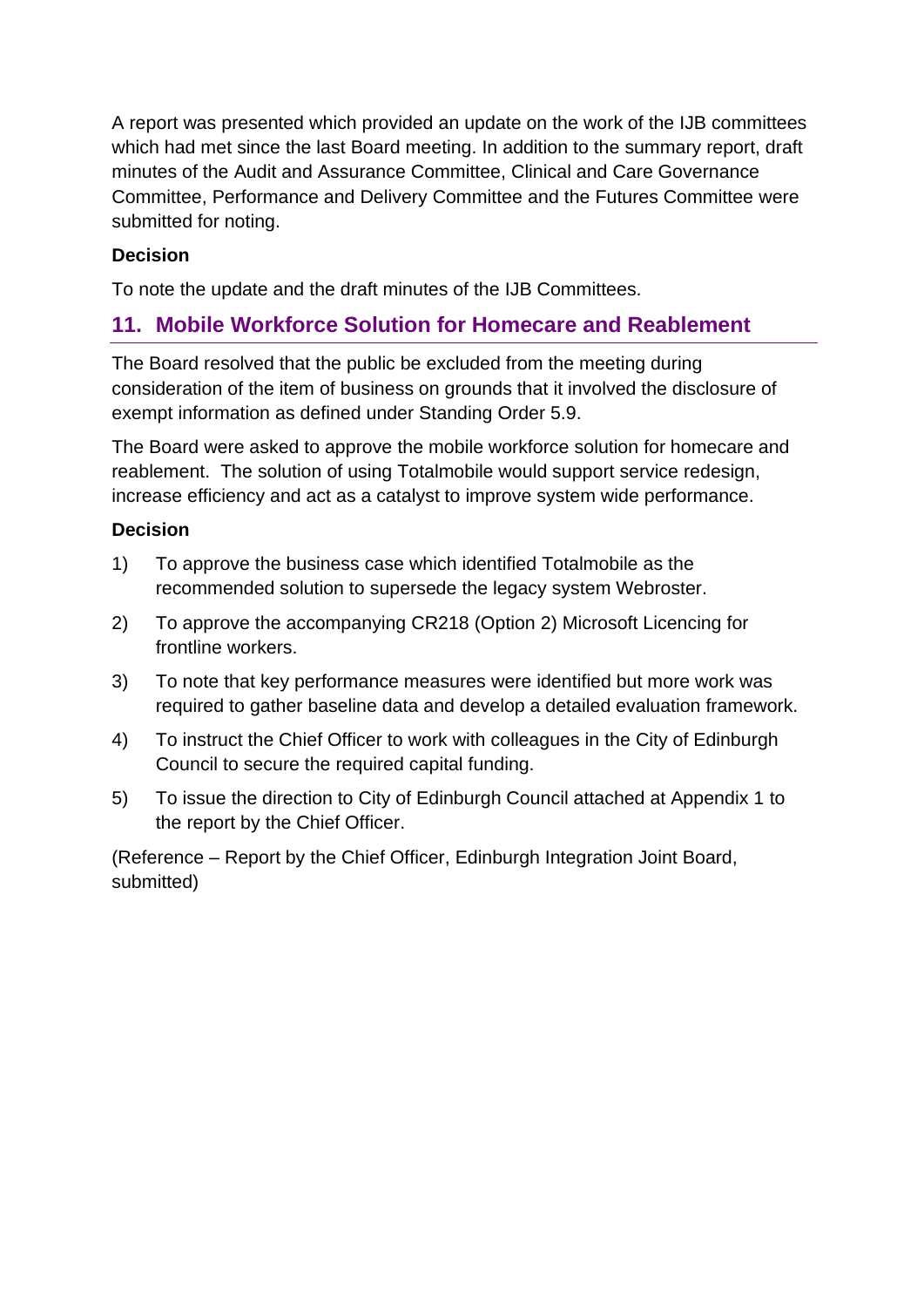A report was presented which provided an update on the work of the IJB committees which had met since the last Board meeting. In addition to the summary report, draft minutes of the Audit and Assurance Committee, Clinical and Care Governance Committee, Performance and Delivery Committee and the Futures Committee were submitted for noting.

**Decision**

To note the update and the draft minutes of the IJB Committees.

## 11. Mobile Workforce Solution for Homecare and Reablement

The Board resolved that the public be excluded from the meeting during consideration of the item of business on grounds that it involved the disclosure of exempt information as defined under Standing Order 5.9.

The Board were asked to approve the mobile workforce solution for homecare and reablement. The solution of using Totalmobile would support service redesign, increase efficiency and act as a catalyst to improve system wide performance.

**Decision**

1) To approve the business case which identified Totalmobile as the recommended solution to supersede the legacy system Webroster.

2) To approve the accompanying CR218 (Option 2) Microsoft Licencing for frontline workers.

3) To note that key performance measures were identified but more work was required to gather baseline data and develop a detailed evaluation framework.

4) To instruct the Chief Officer to work with colleagues in the City of Edinburgh Council to secure the required capital funding.

5) To issue the direction to City of Edinburgh Council attached at Appendix 1 to the report by the Chief Officer.

(Reference – Report by the Chief Officer, Edinburgh Integration Joint Board, submitted)